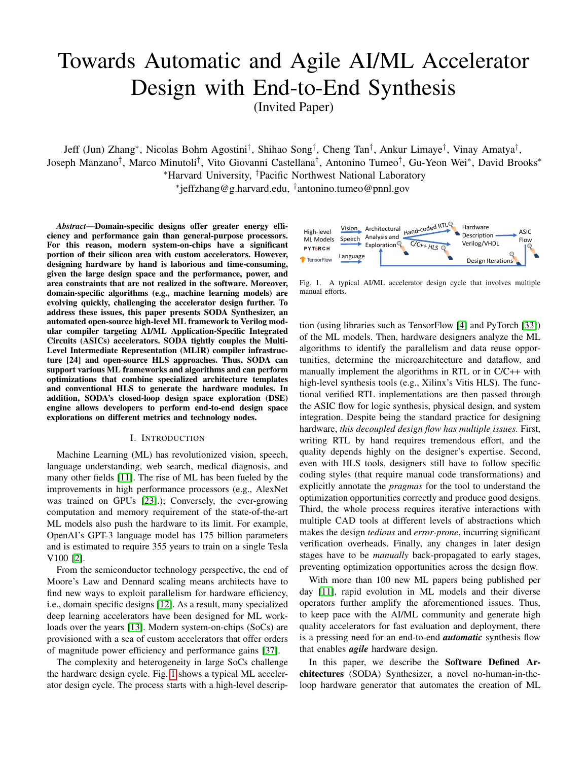# Towards Automatic and Agile AI/ML Accelerator Design with End-to-End Synthesis

(Invited Paper)

Jeff (Jun) Zhang*, Nicolas Bohm Agostini†, Shihao Song†, Cheng Tan†, Ankur Limaye†, Vinay Amatya†, Joseph Manzano†, Marco Minutoli†, Vito Giovanni Castellana†, Antonino Tumeo†, Gu-Yeon Wei*, David Brooks*

*Harvard University, †Pacific Northwest National Laboratory

*jeffzhang@g.harvard.edu, †antonino.tumeo@pnnl.gov

***Abstract*—Domain-specific designs offer greater energy efficiency and performance gain than general-purpose processors. For this reason, modern system-on-chips have a significant portion of their silicon area with custom accelerators. However, designing hardware by hand is laborious and time-consuming, given the large design space and the performance, power, and area constraints that are not realized in the software. Moreover, domain-specific algorithms (e.g., machine learning models) are evolving quickly, challenging the accelerator design further. To address these issues, this paper presents SODA Synthesizer, an automated open-source high-level ML framework to Verilog modular compiler targeting AI/ML Application-Specific Integrated Circuits (ASICs) accelerators. SODA tightly couples the Multi-Level Intermediate Representation (MLIR) compiler infrastructure [24] and open-source HLS approaches. Thus, SODA can support various ML frameworks and algorithms and can perform optimizations that combine specialized architecture templates and conventional HLS to generate the hardware modules. In addition, SODA's closed-loop design space exploration (DSE) engine allows developers to perform end-to-end design space explorations on different metrics and technology nodes.**

## I. Introduction

Machine Learning (ML) has revolutionized vision, speech, language understanding, web search, medical diagnosis, and many other fields [11]. The rise of ML has been fueled by the improvements in high performance processors (e.g., AlexNet was trained on GPUs [23].); Conversely, the ever-growing computation and memory requirement of the state-of-the-art ML models also push the hardware to its limit. For example, OpenAI's GPT-3 language model has 175 billion parameters and is estimated to require 355 years to train on a single Tesla V100 [2].

From the semiconductor technology perspective, the end of Moore's Law and Dennard scaling means architects have to find new ways to exploit parallelism for hardware efficiency, i.e., domain specific designs [12]. As a result, many specialized deep learning accelerators have been designed for ML workloads over the years [13]. Modern system-on-chips (SoCs) are provisioned with a sea of custom accelerators that offer orders of magnitude power efficiency and performance gains [37].

The complexity and heterogeneity in large SoCs challenge the hardware design cycle. Fig. 1 shows a typical ML accelerator design cycle. The process starts with a high-level description (using libraries such as TensorFlow [4] and PyTorch [33]) of the ML models. Then, hardware designers analyze the ML algorithms to identify the parallelism and data reuse opportunities, determine the microarchitecture and dataflow, and manually implement the algorithms in RTL or in C/C++ with high-level synthesis tools (e.g., Xilinx's Vitis HLS). The functional verified RTL implementations are then passed through the ASIC flow for logic synthesis, physical design, and system integration. Despite being the standard practice for designing hardware, *this decoupled design flow has multiple issues.* First, writing RTL by hand requires tremendous effort, and the quality depends highly on the designer's expertise. Second, even with HLS tools, designers still have to follow specific coding styles (that require manual code transformations) and explicitly annotate the *pragmas* for the tool to understand the optimization opportunities correctly and produce good designs. Third, the whole process requires iterative interactions with multiple CAD tools at different levels of abstractions which makes the design *tedious* and *error-prone*, incurring significant verification overheads. Finally, any changes in later design stages have to be *manually* back-propagated to early stages, preventing optimization opportunities across the design flow.

Fig. 1. A typical AI/ML accelerator design cycle that involves multiple manual efforts.

With more than 100 new ML papers being published per day [11], rapid evolution in ML models and their diverse operators further amplify the aforementioned issues. Thus, to keep pace with the AI/ML community and generate high quality accelerators for fast evaluation and deployment, there is a pressing need for an end-to-end ***automatic*** synthesis flow that enables ***agile*** hardware design.

In this paper, we describe the **Software Defined Architectures** (SODA) Synthesizer, a novel no-human-in-the-loop hardware generator that automates the creation of ML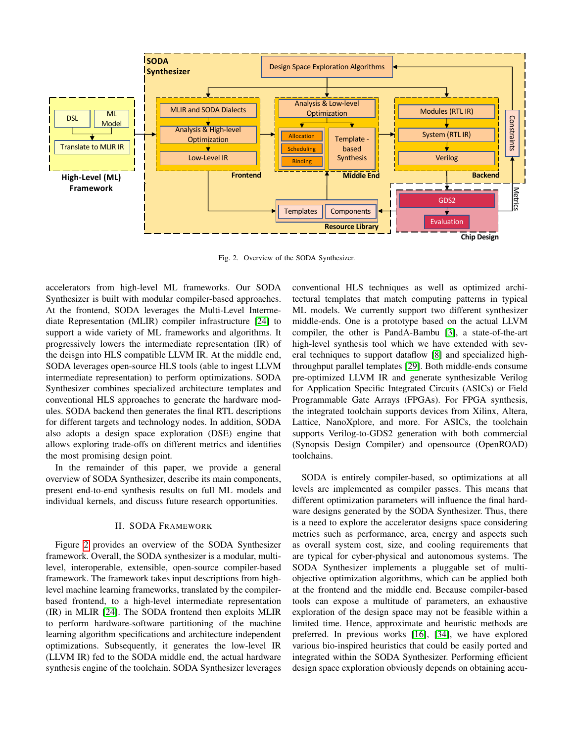Fig. 2. Overview of the SODA Synthesizer.

accelerators from high-level ML frameworks. Our SODA Synthesizer is built with modular compiler-based approaches. At the frontend, SODA leverages the Multi-Level Intermediate Representation (MLIR) compiler infrastructure [24] to support a wide variety of ML frameworks and algorithms. It progressively lowers the intermediate representation (IR) of the deisgn into HLS compatible LLVM IR. At the middle end, SODA leverages open-source HLS tools (able to ingest LLVM intermediate representation) to perform optimizations. SODA Synthesizer combines specialized architecture templates and conventional HLS approaches to generate the hardware modules. SODA backend then generates the final RTL descriptions for different targets and technology nodes. In addition, SODA also adopts a design space exploration (DSE) engine that allows exploring trade-offs on different metrics and identifies the most promising design point.

In the remainder of this paper, we provide a general overview of SODA Synthesizer, describe its main components, present end-to-end synthesis results on full ML models and individual kernels, and discuss future research opportunities.

## II. SODA Framework

Figure 2 provides an overview of the SODA Synthesizer framework. Overall, the SODA synthesizer is a modular, multi-level, interoperable, extensible, open-source compiler-based framework. The framework takes input descriptions from high-level machine learning frameworks, translated by the compiler-based frontend, to a high-level intermediate representation (IR) in MLIR [24]. The SODA frontend then exploits MLIR to perform hardware-software partitioning of the machine learning algorithm specifications and architecture independent optimizations. Subsequently, it generates the low-level IR (LLVM IR) fed to the SODA middle end, the actual hardware synthesis engine of the toolchain. SODA Synthesizer leverages conventional HLS techniques as well as optimized architectural templates that match computing patterns in typical ML models. We currently support two different synthesizer middle-ends. One is a prototype based on the actual LLVM compiler, the other is PandA-Bambu [3], a state-of-the-art high-level synthesis tool which we have extended with several techniques to support dataflow [8] and specialized high-throughput parallel templates [29]. Both middle-ends consume pre-optimized LLVM IR and generate synthesizable Verilog for Application Specific Integrated Circuits (ASICs) or Field Programmable Gate Arrays (FPGAs). For FPGA synthesis, the integrated toolchain supports devices from Xilinx, Altera, Lattice, NanoXplore, and more. For ASICs, the toolchain supports Verilog-to-GDS2 generation with both commercial (Synopsis Design Compiler) and opensource (OpenROAD) toolchains.

SODA is entirely compiler-based, so optimizations at all levels are implemented as compiler passes. This means that different optimization parameters will influence the final hardware designs generated by the SODA Synthesizer. Thus, there is a need to explore the accelerator designs space considering metrics such as performance, area, energy and aspects such as overall system cost, size, and cooling requirements that are typical for cyber-physical and autonomous systems. The SODA Synthesizer implements a pluggable set of multi-objective optimization algorithms, which can be applied both at the frontend and the middle end. Because compiler-based tools can expose a multitude of parameters, an exhaustive exploration of the design space may not be feasible within a limited time. Hence, approximate and heuristic methods are preferred. In previous works [16], [34], we have explored various bio-inspired heuristics that could be easily ported and integrated within the SODA Synthesizer. Performing efficient design space exploration obviously depends on obtaining accu-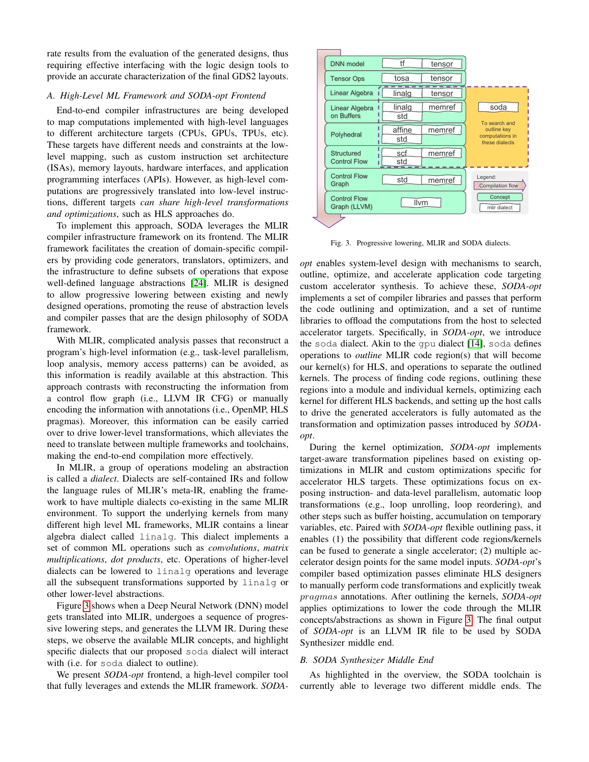rate results from the evaluation of the generated designs, thus requiring effective interfacing with the logic design tools to provide an accurate characterization of the final GDS2 layouts.

### *A. High-Level ML Framework and SODA-opt Frontend*

End-to-end compiler infrastructures are being developed to map computations implemented with high-level languages to different architecture targets (CPUs, GPUs, TPUs, etc). These targets have different needs and constraints at the low-level mapping, such as custom instruction set architecture (ISAs), memory layouts, hardware interfaces, and application programming interfaces (APIs). However, as high-level computations are progressively translated into low-level instructions, different targets *can share high-level transformations and optimizations*, such as HLS approaches do.

To implement this approach, SODA leverages the MLIR compiler infrastructure framework on its frontend. The MLIR framework facilitates the creation of domain-specific compilers by providing code generators, translators, optimizers, and the infrastructure to define subsets of operations that expose well-defined language abstractions [24]. MLIR is designed to allow progressive lowering between existing and newly designed operations, promoting the reuse of abstraction levels and compiler passes that are the design philosophy of SODA framework.

With MLIR, complicated analysis passes that reconstruct a program's high-level information (e.g., task-level parallelism, loop analysis, memory access patterns) can be avoided, as this information is readily available at this abstraction. This approach contrasts with reconstructing the information from a control flow graph (i.e., LLVM IR CFG) or manually encoding the information with annotations (i.e., OpenMP, HLS pragmas). Moreover, this information can be easily carried over to drive lower-level transformations, which alleviates the need to translate between multiple frameworks and toolchains, making the end-to-end compilation more effectively.

In MLIR, a group of operations modeling an abstraction is called a *dialect*. Dialects are self-contained IRs and follow the language rules of MLIR's meta-IR, enabling the framework to have multiple dialects co-existing in the same MLIR environment. To support the underlying kernels from many different high level ML frameworks, MLIR contains a linear algebra dialect called `linalg`. This dialect implements a set of common ML operations such as *convolutions*, *matrix multiplications*, *dot products*, etc. Operations of higher-level dialects can be lowered to `linalg` operations and leverage all the subsequent transformations supported by `linalg` or other lower-level abstractions.

Figure 3 shows when a Deep Neural Network (DNN) model gets translated into MLIR, undergoes a sequence of progressive lowering steps, and generates the LLVM IR. During these steps, we observe the available MLIR concepts, and highlight specific dialects that our proposed `soda` dialect will interact with (i.e. for `soda` dialect to outline).

We present *SODA-opt* frontend, a high-level compiler tool that fully leverages and extends the MLIR framework. *SODA-opt* enables system-level design with mechanisms to search, outline, optimize, and accelerate application code targeting custom accelerator synthesis. To achieve these, *SODA-opt* implements a set of compiler libraries and passes that perform the code outlining and optimization, and a set of runtime libraries to offload the computations from the host to selected accelerator targets. Specifically, in *SODA-opt*, we introduce the `soda` dialect. Akin to the `gpu` dialect [14], `soda` defines operations to *outline* MLIR code region(s) that will become our kernel(s) for HLS, and operations to separate the outlined kernels. The process of finding code regions, outlining these regions into a module and individual kernels, optimizing each kernel for different HLS backends, and setting up the host calls to drive the generated accelerators is fully automated as the transformation and optimization passes introduced by *SODA-opt*.

| Concept | mlir dialect | |
|---|---|---|
| DNN model | tf | tensor |
| Tensor Ops | tosa | tensor |
| Linear Algebra | linalg | tensor |
| Linear Algebra on Buffers | linalg, std | memref |
| Polyhedral | affine, std | memref |
| Structured Control Flow | scf, std | memref |
| Control Flow Graph | std | memref |
| Control Flow Graph (LLVM) | llvm | |

soda: To search and outline key computations in these dialects (Linear Algebra through Structured Control Flow). Legend: Compilation flow; Concept; mlir dialect.

Fig. 3. Progressive lowering, MLIR and SODA dialects.

During the kernel optimization, *SODA-opt* implements target-aware transformation pipelines based on existing optimizations in MLIR and custom optimizations specific for accelerator HLS targets. These optimizations focus on exposing instruction- and data-level parallelism, automatic loop transformations (e.g., loop unrolling, loop reordering), and other steps such as buffer hoisting, accumulation on temporary variables, etc. Paired with *SODA-opt* flexible outlining pass, it enables (1) the possibility that different code regions/kernels can be fused to generate a single accelerator; (2) multiple accelerator design points for the same model inputs. *SODA-opt*'s compiler based optimization passes eliminate HLS designers to manually perform code transformations and explicitly tweak *pragmas* annotations. After outlining the kernels, *SODA-opt* applies optimizations to lower the code through the MLIR concepts/abstractions as shown in Figure 3. The final output of *SODA-opt* is an LLVM IR file to be used by SODA Synthesizer middle end.

### *B. SODA Synthesizer Middle End*

As highlighted in the overview, the SODA toolchain is currently able to leverage two different middle ends. The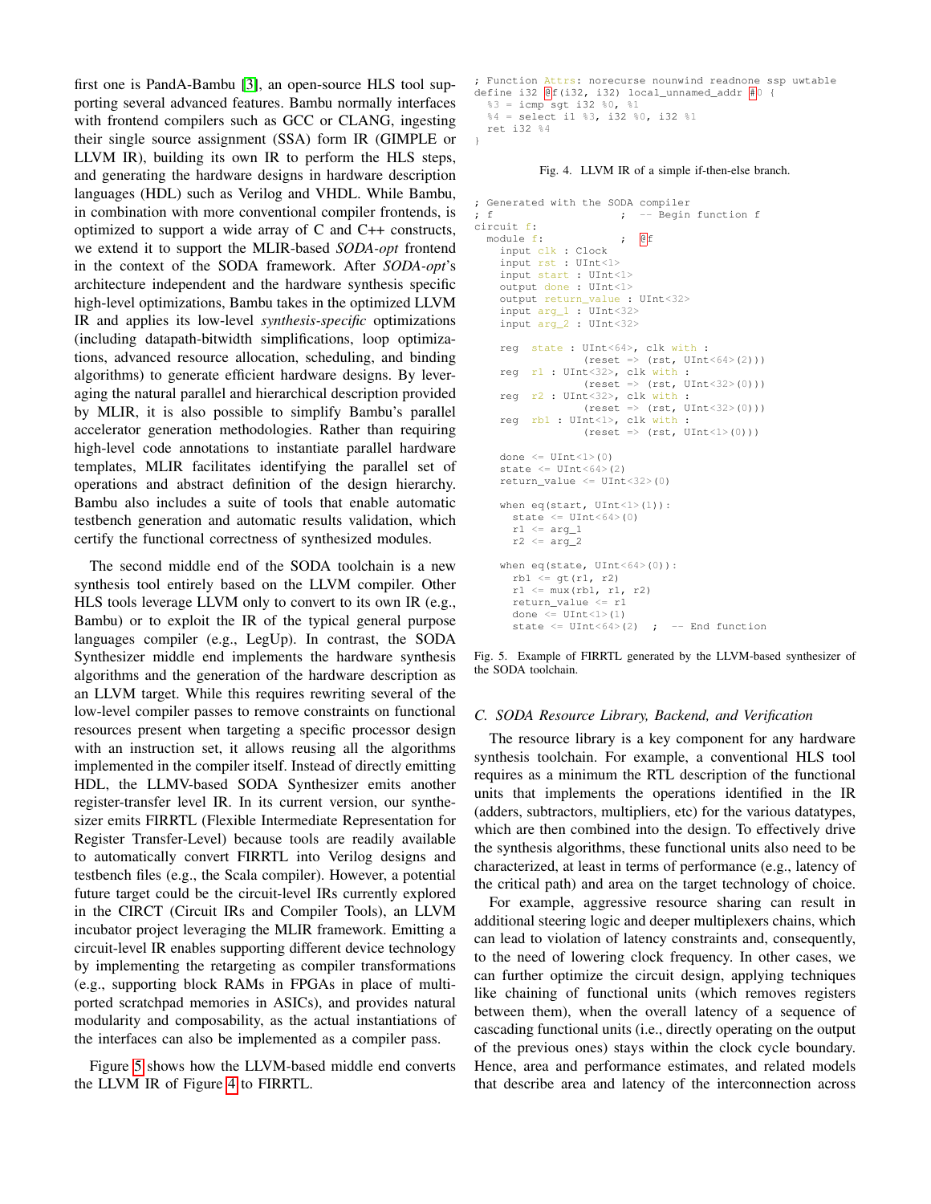first one is PandA-Bambu [3], an open-source HLS tool supporting several advanced features. Bambu normally interfaces with frontend compilers such as GCC or CLANG, ingesting their single source assignment (SSA) form IR (GIMPLE or LLVM IR), building its own IR to perform the HLS steps, and generating the hardware designs in hardware description languages (HDL) such as Verilog and VHDL. While Bambu, in combination with more conventional compiler frontends, is optimized to support a wide array of C and C++ constructs, we extend it to support the MLIR-based *SODA-opt* frontend in the context of the SODA framework. After *SODA-opt*'s architecture independent and the hardware synthesis specific high-level optimizations, Bambu takes in the optimized LLVM IR and applies its low-level *synthesis-specific* optimizations (including datapath-bitwidth simplifications, loop optimizations, advanced resource allocation, scheduling, and binding algorithms) to generate efficient hardware designs. By leveraging the natural parallel and hierarchical description provided by MLIR, it is also possible to simplify Bambu's parallel accelerator generation methodologies. Rather than requiring high-level code annotations to instantiate parallel hardware templates, MLIR facilitates identifying the parallel set of operations and abstract definition of the design hierarchy. Bambu also includes a suite of tools that enable automatic testbench generation and automatic results validation, which certify the functional correctness of synthesized modules.

The second middle end of the SODA toolchain is a new synthesis tool entirely based on the LLVM compiler. Other HLS tools leverage LLVM only to convert to its own IR (e.g., Bambu) or to exploit the IR of the typical general purpose languages compiler (e.g., LegUp). In contrast, the SODA Synthesizer middle end implements the hardware synthesis algorithms and the generation of the hardware description as an LLVM target. While this requires rewriting several of the low-level compiler passes to remove constraints on functional resources present when targeting a specific processor design with an instruction set, it allows reusing all the algorithms implemented in the compiler itself. Instead of directly emitting HDL, the LLMV-based SODA Synthesizer emits another register-transfer level IR. In its current version, our synthesizer emits FIRRTL (Flexible Intermediate Representation for Register Transfer-Level) because tools are readily available to automatically convert FIRRTL into Verilog designs and testbench files (e.g., the Scala compiler). However, a potential future target could be the circuit-level IRs currently explored in the CIRCT (Circuit IRs and Compiler Tools), an LLVM incubator project leveraging the MLIR framework. Emitting a circuit-level IR enables supporting different device technology by implementing the retargeting as compiler transformations (e.g., supporting block RAMs in FPGAs in place of multi-ported scratchpad memories in ASICs), and provides natural modularity and composability, as the actual instantiations of the interfaces can also be implemented as a compiler pass.

Figure 5 shows how the LLVM-based middle end converts the LLVM IR of Figure 4 to FIRRTL.

```
; Function Attrs: norecurse nounwind readnone ssp uwtable
define i32 @f(i32, i32) local_unnamed_addr #0 {
  %3 = icmp sgt i32 %0, %1
  %4 = select i1 %3, i32 %0, i32 %1
  ret i32 %4
}
```

Fig. 4. LLVM IR of a simple if-then-else branch.

```
; Generated with the SODA compiler
; f                   ;  -- Begin function f
circuit f:
  module f:           ;  @f
    input clk : Clock
    input rst : UInt<1>
    input start : UInt<1>
    output done : UInt<1>
    output return_value : UInt<32>
    input arg_1 : UInt<32>
    input arg_2 : UInt<32>

    reg  state : UInt<64>, clk with :
                (reset => (rst, UInt<64>(2)))
    reg  r1 : UInt<32>, clk with :
                (reset => (rst, UInt<32>(0)))
    reg  r2 : UInt<32>, clk with :
                (reset => (rst, UInt<32>(0)))
    reg  rb1 : UInt<1>, clk with :
                (reset => (rst, UInt<1>(0)))

    done <= UInt<1>(0)
    state <= UInt<64>(2)
    return_value <= UInt<32>(0)

    when eq(start, UInt<1>(1)):
      state <= UInt<64>(0)
      r1 <= arg_1
      r2 <= arg_2

    when eq(state, UInt<64>(0)):
      rb1 <= gt(r1, r2)
      r1 <= mux(rb1, r1, r2)
      return_value <= r1
      done <= UInt<1>(1)
      state <= UInt<64>(2)  ;  -- End function
```

Fig. 5. Example of FIRRTL generated by the LLVM-based synthesizer of the SODA toolchain.

### C. SODA Resource Library, Backend, and Verification

The resource library is a key component for any hardware synthesis toolchain. For example, a conventional HLS tool requires as a minimum the RTL description of the functional units that implements the operations identified in the IR (adders, subtractors, multipliers, etc) for the various datatypes, which are then combined into the design. To effectively drive the synthesis algorithms, these functional units also need to be characterized, at least in terms of performance (e.g., latency of the critical path) and area on the target technology of choice.

For example, aggressive resource sharing can result in additional steering logic and deeper multiplexers chains, which can lead to violation of latency constraints and, consequently, to the need of lowering clock frequency. In other cases, we can further optimize the circuit design, applying techniques like chaining of functional units (which removes registers between them), when the overall latency of a sequence of cascading functional units (i.e., directly operating on the output of the previous ones) stays within the clock cycle boundary. Hence, area and performance estimates, and related models that describe area and latency of the interconnection across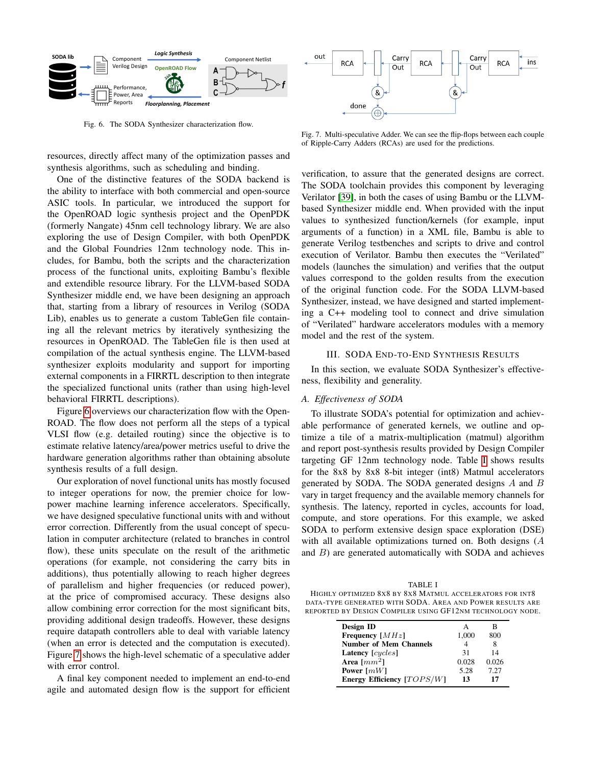Fig. 6. The SODA Synthesizer characterization flow.

Fig. 7. Multi-speculative Adder. We can see the flip-flops between each couple of Ripple-Carry Adders (RCAs) are used for the predictions.

resources, directly affect many of the optimization passes and synthesis algorithms, such as scheduling and binding.

One of the distinctive features of the SODA backend is the ability to interface with both commercial and open-source ASIC tools. In particular, we introduced the support for the OpenROAD logic synthesis project and the OpenPDK (formerly Nangate) 45nm cell technology library. We are also exploring the use of Design Compiler, with both OpenPDK and the Global Foundries 12nm technology node. This includes, for Bambu, both the scripts and the characterization process of the functional units, exploiting Bambu's flexible and extendible resource library. For the LLVM-based SODA Synthesizer middle end, we have been designing an approach that, starting from a library of resources in Verilog (SODA Lib), enables us to generate a custom TableGen file containing all the relevant metrics by iteratively synthesizing the resources in OpenROAD. The TableGen file is then used at compilation of the actual synthesis engine. The LLVM-based synthesizer exploits modularity and support for importing external components in a FIRRTL description to then integrate the specialized functional units (rather than using high-level behavioral FIRRTL descriptions).

Figure 6 overviews our characterization flow with the OpenROAD. The flow does not perform all the steps of a typical VLSI flow (e.g. detailed routing) since the objective is to estimate relative latency/area/power metrics useful to drive the hardware generation algorithms rather than obtaining absolute synthesis results of a full design.

Our exploration of novel functional units has mostly focused to integer operations for now, the premier choice for low-power machine learning inference accelerators. Specifically, we have designed speculative functional units with and without error correction. Differently from the usual concept of speculation in computer architecture (related to branches in control flow), these units speculate on the result of the arithmetic operations (for example, not considering the carry bits in additions), thus potentially allowing to reach higher degrees of parallelism and higher frequencies (or reduced power), at the price of compromised accuracy. These designs also allow combining error correction for the most significant bits, providing additional design tradeoffs. However, these designs require datapath controllers able to deal with variable latency (when an error is detected and the computation is executed). Figure 7 shows the high-level schematic of a speculative adder with error control.

A final key component needed to implement an end-to-end agile and automated design flow is the support for efficient verification, to assure that the generated designs are correct. The SODA toolchain provides this component by leveraging Verilator [39], in both the cases of using Bambu or the LLVM-based Synthesizer middle end. When provided with the input values to synthesized function/kernels (for example, input arguments of a function) in a XML file, Bambu is able to generate Verilog testbenches and scripts to drive and control execution of Verilator. Bambu then executes the "Verilated" models (launches the simulation) and verifies that the output values correspond to the golden results from the execution of the original function code. For the SODA LLVM-based Synthesizer, instead, we have designed and started implementing a C++ modeling tool to connect and drive simulation of "Verilated" hardware accelerators modules with a memory model and the rest of the system.

## III. SODA End-to-End Synthesis Results

In this section, we evaluate SODA Synthesizer's effectiveness, flexibility and generality.

### *A. Effectiveness of SODA*

To illustrate SODA's potential for optimization and achievable performance of generated kernels, we outline and optimize a tile of a matrix-multiplication (matmul) algorithm and report post-synthesis results provided by Design Compiler targeting GF 12nm technology node. Table I shows results for the 8x8 by 8x8 8-bit integer (int8) Matmul accelerators generated by SODA. The SODA generated designs $A$ and $B$ vary in target frequency and the available memory channels for synthesis. The latency, reported in cycles, accounts for load, compute, and store operations. For this example, we asked SODA to perform extensive design space exploration (DSE) with all available optimizations turned on. Both designs ($A$ and $B$) are generated automatically with SODA and achieves

TABLE I
Highly optimized 8x8 by 8x8 Matmul accelerators for int8 data-type generated with SODA. Area and Power results are reported by Design Compiler using GF12nm technology node.

| **Design ID** | A | B |
|---|---|---|
| **Frequency** $[MHz]$ | 1,000 | 800 |
| **Number of Mem Channels** | 4 | 8 |
| **Latency** $[cycles]$ | 31 | 14 |
| **Area** $[mm^2]$ | 0.028 | 0.026 |
| **Power** $[mW]$ | 5.28 | 7.27 |
| **Energy Efficiency** $[TOPS/W]$ | **13** | **17** |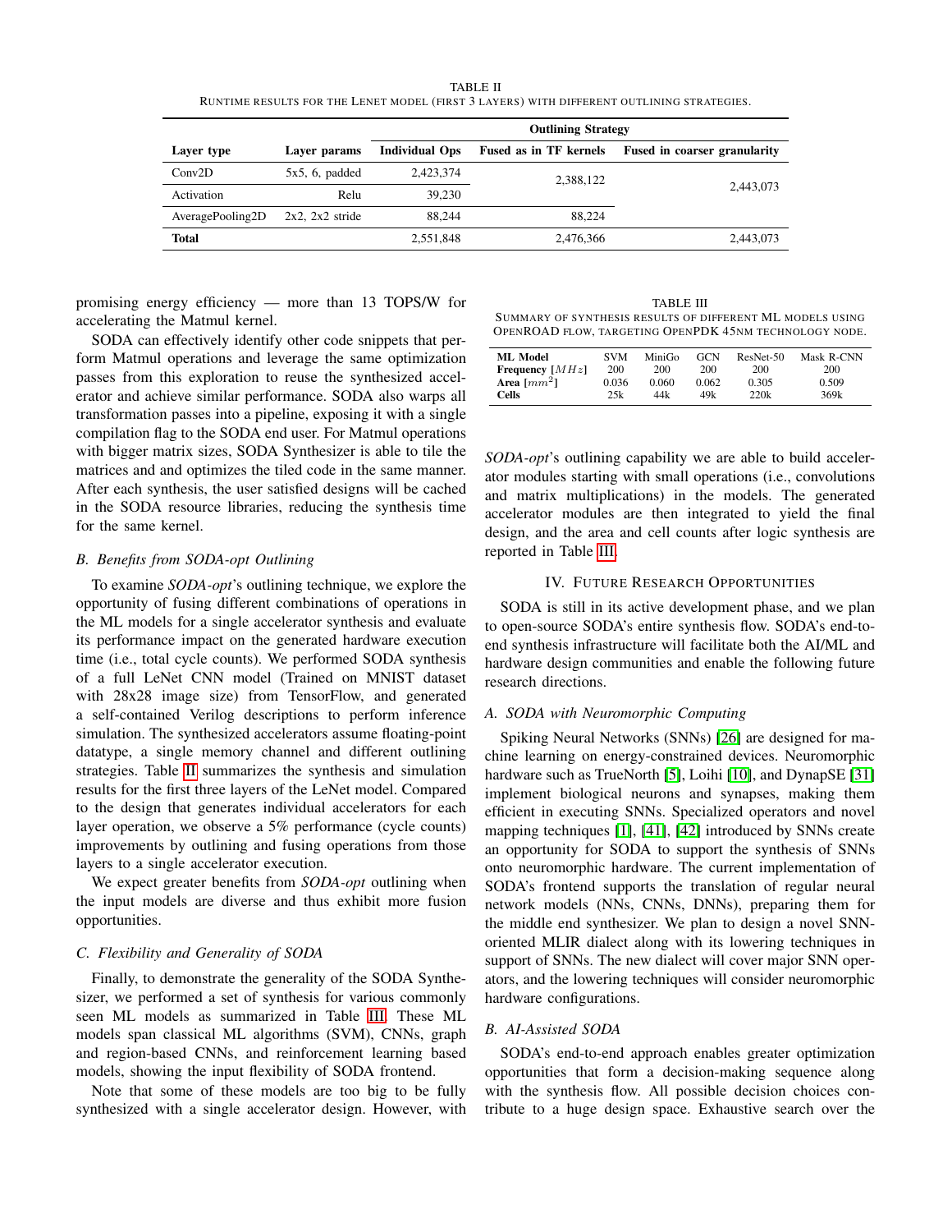TABLE II
RUNTIME RESULTS FOR THE LENET MODEL (FIRST 3 LAYERS) WITH DIFFERENT OUTLINING STRATEGIES.

| Layer type | Layer params | Outlining Strategy | | |
|---|---|---|---|---|
| | | **Individual Ops** | **Fused as in TF kernels** | **Fused in coarser granularity** |
| Conv2D | 5x5, 6, padded | 2,423,374 | 2,388,122 | 2,443,073 |
| Activation | Relu | 39,230 | | |
| AveragePooling2D | 2x2, 2x2 stride | 88,244 | 88,224 | |
| **Total** | | 2,551,848 | 2,476,366 | 2,443,073 |

promising energy efficiency — more than 13 TOPS/W for accelerating the Matmul kernel.

SODA can effectively identify other code snippets that perform Matmul operations and leverage the same optimization passes from this exploration to reuse the synthesized accelerator and achieve similar performance. SODA also warps all transformation passes into a pipeline, exposing it with a single compilation flag to the SODA end user. For Matmul operations with bigger matrix sizes, SODA Synthesizer is able to tile the matrices and and optimizes the tiled code in the same manner. After each synthesis, the user satisfied designs will be cached in the SODA resource libraries, reducing the synthesis time for the same kernel.

### B. Benefits from SODA-opt Outlining

To examine *SODA-opt*'s outlining technique, we explore the opportunity of fusing different combinations of operations in the ML models for a single accelerator synthesis and evaluate its performance impact on the generated hardware execution time (i.e., total cycle counts). We performed SODA synthesis of a full LeNet CNN model (Trained on MNIST dataset with 28x28 image size) from TensorFlow, and generated a self-contained Verilog descriptions to perform inference simulation. The synthesized accelerators assume floating-point datatype, a single memory channel and different outlining strategies. Table II summarizes the synthesis and simulation results for the first three layers of the LeNet model. Compared to the design that generates individual accelerators for each layer operation, we observe a 5% performance (cycle counts) improvements by outlining and fusing operations from those layers to a single accelerator execution.

We expect greater benefits from *SODA-opt* outlining when the input models are diverse and thus exhibit more fusion opportunities.

### C. Flexibility and Generality of SODA

Finally, to demonstrate the generality of the SODA Synthesizer, we performed a set of synthesis for various commonly seen ML models as summarized in Table III. These ML models span classical ML algorithms (SVM), CNNs, graph and region-based CNNs, and reinforcement learning based models, showing the input flexibility of SODA frontend.

Note that some of these models are too big to be fully synthesized with a single accelerator design. However, with *SODA-opt*'s outlining capability we are able to build accelerator modules starting with small operations (i.e., convolutions and matrix multiplications) in the models. The generated accelerator modules are then integrated to yield the final design, and the area and cell counts after logic synthesis are reported in Table III.

TABLE III
SUMMARY OF SYNTHESIS RESULTS OF DIFFERENT ML MODELS USING OPENROAD FLOW, TARGETING OPENPDK 45NM TECHNOLOGY NODE.

| **ML Model** | SVM | MiniGo | GCN | ResNet-50 | Mask R-CNN |
|---|---|---|---|---|---|
| **Frequency** [$MHz$] | 200 | 200 | 200 | 200 | 200 |
| **Area** [$mm^2$] | 0.036 | 0.060 | 0.062 | 0.305 | 0.509 |
| **Cells** | 25k | 44k | 49k | 220k | 369k |

## IV. Future Research Opportunities

SODA is still in its active development phase, and we plan to open-source SODA's entire synthesis flow. SODA's end-to-end synthesis infrastructure will facilitate both the AI/ML and hardware design communities and enable the following future research directions.

### A. SODA with Neuromorphic Computing

Spiking Neural Networks (SNNs) [26] are designed for machine learning on energy-constrained devices. Neuromorphic hardware such as TrueNorth [5], Loihi [10], and DynapSE [31] implement biological neurons and synapses, making them efficient in executing SNNs. Specialized operators and novel mapping techniques [1], [41], [42] introduced by SNNs create an opportunity for SODA to support the synthesis of SNNs onto neuromorphic hardware. The current implementation of SODA's frontend supports the translation of regular neural network models (NNs, CNNs, DNNs), preparing them for the middle end synthesizer. We plan to design a novel SNN-oriented MLIR dialect along with its lowering techniques in support of SNNs. The new dialect will cover major SNN operators, and the lowering techniques will consider neuromorphic hardware configurations.

### B. AI-Assisted SODA

SODA's end-to-end approach enables greater optimization opportunities that form a decision-making sequence along with the synthesis flow. All possible decision choices contribute to a huge design space. Exhaustive search over the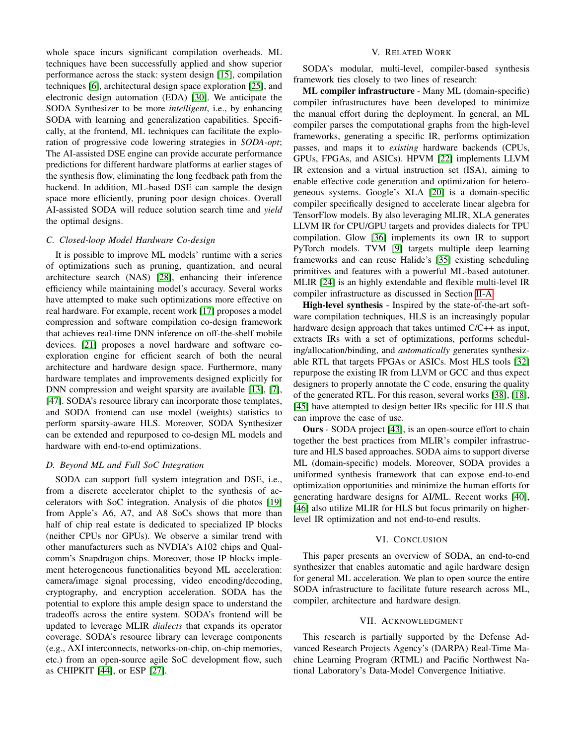whole space incurs significant compilation overheads. ML techniques have been successfully applied and show superior performance across the stack: system design [15], compilation techniques [6], architectural design space exploration [25], and electronic design automation (EDA) [30]. We anticipate the SODA Synthesizer to be more *intelligent*, i.e., by enhancing SODA with learning and generalization capabilities. Specifically, at the frontend, ML techniques can facilitate the exploration of progressive code lowering strategies in *SODA-opt*; The AI-assisted DSE engine can provide accurate performance predictions for different hardware platforms at earlier stages of the synthesis flow, eliminating the long feedback path from the backend. In addition, ML-based DSE can sample the design space more efficiently, pruning poor design choices. Overall AI-assisted SODA will reduce solution search time and *yield* the optimal designs.

### C. Closed-loop Model Hardware Co-design

It is possible to improve ML models' runtime with a series of optimizations such as pruning, quantization, and neural architecture search (NAS) [28], enhancing their inference efficiency while maintaining model's accuracy. Several works have attempted to make such optimizations more effective on real hardware. For example, recent work [17] proposes a model compression and software compilation co-design framework that achieves real-time DNN inference on off-the-shelf mobile devices. [21] proposes a novel hardware and software co-exploration engine for efficient search of both the neural architecture and hardware design space. Furthermore, many hardware templates and improvements designed explicitly for DNN compression and weight sparsity are available [13], [7], [47]. SODA's resource library can incorporate those templates, and SODA frontend can use model (weights) statistics to perform sparsity-aware HLS. Moreover, SODA Synthesizer can be extended and repurposed to co-design ML models and hardware with end-to-end optimizations.

### D. Beyond ML and Full SoC Integration

SODA can support full system integration and DSE, i.e., from a discrete accelerator chiplet to the synthesis of accelerators with SoC integration. Analysis of die photos [19] from Apple's A6, A7, and A8 SoCs shows that more than half of chip real estate is dedicated to specialized IP blocks (neither CPUs nor GPUs). We observe a similar trend with other manufacturers such as NVDIA's A102 chips and Qualcomm's Snapdragon chips. Moreover, those IP blocks implement heterogeneous functionalities beyond ML acceleration: camera/image signal processing, video encoding/decoding, cryptography, and encryption acceleration. SODA has the potential to explore this ample design space to understand the tradeoffs across the entire system. SODA's frontend will be updated to leverage MLIR *dialects* that expands its operator coverage. SODA's resource library can leverage components (e.g., AXI interconnects, networks-on-chip, on-chip memories, etc.) from an open-source agile SoC development flow, such as CHIPKIT [44], or ESP [27].

## V. Related Work

SODA's modular, multi-level, compiler-based synthesis framework ties closely to two lines of research:

**ML compiler infrastructure** - Many ML (domain-specific) compiler infrastructures have been developed to minimize the manual effort during the deployment. In general, an ML compiler parses the computational graphs from the high-level frameworks, generating a specific IR, performs optimization passes, and maps it to *existing* hardware backends (CPUs, GPUs, FPGAs, and ASICs). HPVM [22] implements LLVM IR extension and a virtual instruction set (ISA), aiming to enable effective code generation and optimization for heterogeneous systems. Google's XLA [20] is a domain-specific compiler specifically designed to accelerate linear algebra for TensorFlow models. By also leveraging MLIR, XLA generates LLVM IR for CPU/GPU targets and provides dialects for TPU compilation. Glow [36] implements its own IR to support PyTorch models. TVM [9] targets multiple deep learning frameworks and can reuse Halide's [35] existing scheduling primitives and features with a powerful ML-based autotuner. MLIR [24] is an highly extendable and flexible multi-level IR compiler infrastructure as discussed in Section II-A.

**High-level synthesis** - Inspired by the state-of-the-art software compilation techniques, HLS is an increasingly popular hardware design approach that takes untimed C/C++ as input, extracts IRs with a set of optimizations, performs scheduling/allocation/binding, and *automatically* generates synthesizable RTL that targets FPGAs or ASICs. Most HLS tools [32] repurpose the existing IR from LLVM or GCC and thus expect designers to properly annotate the C code, ensuring the quality of the generated RTL. For this reason, several works [38], [18], [45] have attempted to design better IRs specific for HLS that can improve the ease of use.

**Ours** - SODA project [43], is an open-source effort to chain together the best practices from MLIR's compiler infrastructure and HLS based approaches. SODA aims to support diverse ML (domain-specific) models. Moreover, SODA provides a uniformed synthesis framework that can expose end-to-end optimization opportunities and minimize the human efforts for generating hardware designs for AI/ML. Recent works [40], [46] also utilize MLIR for HLS but focus primarily on higher-level IR optimization and not end-to-end results.

## VI. Conclusion

This paper presents an overview of SODA, an end-to-end synthesizer that enables automatic and agile hardware design for general ML acceleration. We plan to open source the entire SODA infrastructure to facilitate future research across ML, compiler, architecture and hardware design.

## VII. Acknowledgment

This research is partially supported by the Defense Advanced Research Projects Agency's (DARPA) Real-Time Machine Learning Program (RTML) and Pacific Northwest National Laboratory's Data-Model Convergence Initiative.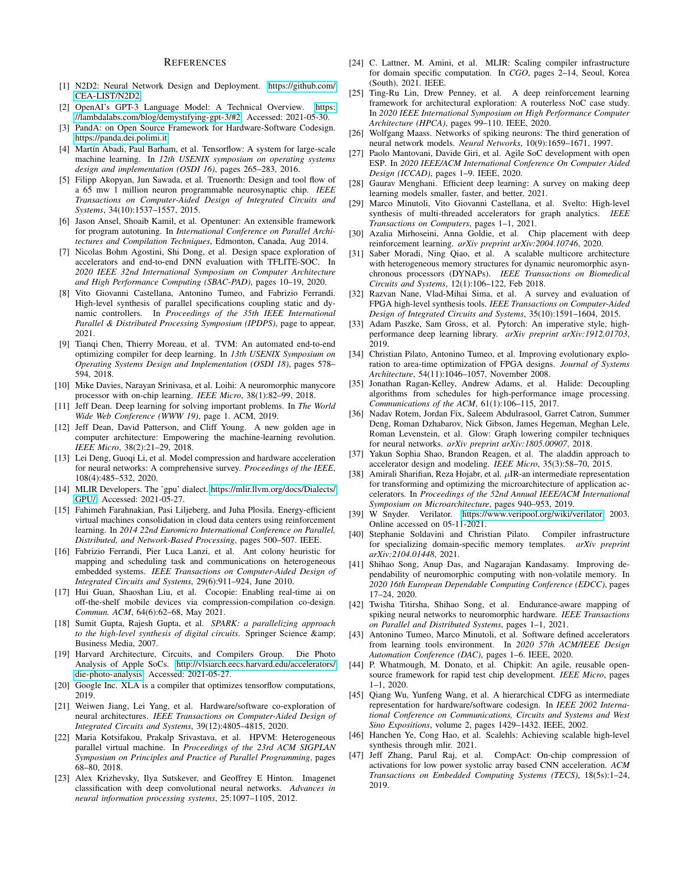# References

[1] N2D2: Neural Network Design and Deployment. https://github.com/CEA-LIST/N2D2.

[2] OpenAI's GPT-3 Language Model: A Technical Overview. https://lambdalabs.com/blog/demystifying-gpt-3/#2. Accessed: 2021-05-30.

[3] PandA: on Open Source Framework for Hardware-Software Codesign. https://panda.dei.polimi.it.

[4] Martín Abadi, Paul Barham, et al. Tensorflow: A system for large-scale machine learning. In *12th USENIX symposium on operating systems design and implementation (OSDI 16)*, pages 265–283, 2016.

[5] Filipp Akopyan, Jun Sawada, et al. Truenorth: Design and tool flow of a 65 mw 1 million neuron programmable neurosynaptic chip. *IEEE Transactions on Computer-Aided Design of Integrated Circuits and Systems*, 34(10):1537–1557, 2015.

[6] Jason Ansel, Shoaib Kamil, et al. Opentuner: An extensible framework for program autotuning. In *International Conference on Parallel Architectures and Compilation Techniques*, Edmonton, Canada, Aug 2014.

[7] Nicolas Bohm Agostini, Shi Dong, et al. Design space exploration of accelerators and end-to-end DNN evaluation with TFLITE-SOC. In *2020 IEEE 32nd International Symposium on Computer Architecture and High Performance Computing (SBAC-PAD)*, pages 10–19, 2020.

[8] Vito Giovanni Castellana, Antonino Tumeo, and Fabrizio Ferrandi. High-level synthesis of parallel specifications coupling static and dynamic controllers. In *Proceedings of the 35th IEEE International Parallel & Distributed Processing Symposium (IPDPS)*, page to appear, 2021.

[9] Tianqi Chen, Thierry Moreau, et al. TVM: An automated end-to-end optimizing compiler for deep learning. In *13th USENIX Symposium on Operating Systems Design and Implementation (OSDI 18)*, pages 578–594, 2018.

[10] Mike Davies, Narayan Srinivasa, et al. Loihi: A neuromorphic manycore processor with on-chip learning. *IEEE Micro*, 38(1):82–99, 2018.

[11] Jeff Dean. Deep learning for solving important problems. In *The World Wide Web Conference (WWW 19)*, page 1. ACM, 2019.

[12] Jeff Dean, David Patterson, and Cliff Young. A new golden age in computer architecture: Empowering the machine-learning revolution. *IEEE Micro*, 38(2):21–29, 2018.

[13] Lei Deng, Guoqi Li, et al. Model compression and hardware acceleration for neural networks: A comprehensive survey. *Proceedings of the IEEE*, 108(4):485–532, 2020.

[14] MLIR Developers. The 'gpu' dialect. https://mlir.llvm.org/docs/Dialects/GPU/. Accessed: 2021-05-27.

[15] Fahimeh Farahnakian, Pasi Liljeberg, and Juha Plosila. Energy-efficient virtual machines consolidation in cloud data centers using reinforcement learning. In *2014 22nd Euromicro International Conference on Parallel, Distributed, and Network-Based Processing*, pages 500–507. IEEE.

[16] Fabrizio Ferrandi, Pier Luca Lanzi, et al. Ant colony heuristic for mapping and scheduling task and communications on heterogeneous embedded systems. *IEEE Transactions on Computer-Aided Design of Integrated Circuits and Systems*, 29(6):911–924, June 2010.

[17] Hui Guan, Shaoshan Liu, et al. Cocopie: Enabling real-time ai on off-the-shelf mobile devices via compression-compilation co-design. *Commun. ACM*, 64(6):62–68, May 2021.

[18] Sumit Gupta, Rajesh Gupta, et al. *SPARK: a parallelizing approach to the high-level synthesis of digital circuits*. Springer Science &amp; Business Media, 2007.

[19] Harvard Architecture, Circuits, and Compilers Group. Die Photo Analysis of Apple SoCs. http://vlsiarch.eecs.harvard.edu/accelerators/die-photo-analysis. Accessed: 2021-05-27.

[20] Google Inc. XLA is a compiler that optimizes tensorflow computations, 2019.

[21] Weiwen Jiang, Lei Yang, et al. Hardware/software co-exploration of neural architectures. *IEEE Transactions on Computer-Aided Design of Integrated Circuits and Systems*, 39(12):4805–4815, 2020.

[22] Maria Kotsifakou, Prakalp Srivastava, et al. HPVM: Heterogeneous parallel virtual machine. In *Proceedings of the 23rd ACM SIGPLAN Symposium on Principles and Practice of Parallel Programming*, pages 68–80, 2018.

[23] Alex Krizhevsky, Ilya Sutskever, and Geoffrey E Hinton. Imagenet classification with deep convolutional neural networks. *Advances in neural information processing systems*, 25:1097–1105, 2012.

[24] C. Lattner, M. Amini, et al. MLIR: Scaling compiler infrastructure for domain specific computation. In *CGO*, pages 2–14, Seoul, Korea (South), 2021. IEEE.

[25] Ting-Ru Lin, Drew Penney, et al. A deep reinforcement learning framework for architectural exploration: A routerless NoC case study. In *2020 IEEE International Symposium on High Performance Computer Architecture (HPCA)*, pages 99–110. IEEE, 2020.

[26] Wolfgang Maass. Networks of spiking neurons: The third generation of neural network models. *Neural Networks*, 10(9):1659–1671, 1997.

[27] Paolo Mantovani, Davide Giri, et al. Agile SoC development with open ESP. In *2020 IEEE/ACM International Conference On Computer Aided Design (ICCAD)*, pages 1–9. IEEE, 2020.

[28] Gaurav Menghani. Efficient deep learning: A survey on making deep learning models smaller, faster, and better, 2021.

[29] Marco Minutoli, Vito Giovanni Castellana, et al. Svelto: High-level synthesis of multi-threaded accelerators for graph analytics. *IEEE Transactions on Computers*, pages 1–1, 2021.

[30] Azalia Mirhoseini, Anna Goldie, et al. Chip placement with deep reinforcement learning. *arXiv preprint arXiv:2004.10746*, 2020.

[31] Saber Moradi, Ning Qiao, et al. A scalable multicore architecture with heterogeneous memory structures for dynamic neuromorphic asynchronous processors (DYNAPs). *IEEE Transactions on Biomedical Circuits and Systems*, 12(1):106–122, Feb 2018.

[32] Razvan Nane, Vlad-Mihai Sima, et al. A survey and evaluation of FPGA high-level synthesis tools. *IEEE Transactions on Computer-Aided Design of Integrated Circuits and Systems*, 35(10):1591–1604, 2015.

[33] Adam Paszke, Sam Gross, et al. Pytorch: An imperative style, high-performance deep learning library. *arXiv preprint arXiv:1912.01703*, 2019.

[34] Christian Pilato, Antonino Tumeo, et al. Improving evolutionary exploration to area-time optimization of FPGA designs. *Journal of Systems Architecture*, 54(11):1046–1057, November 2008.

[35] Jonathan Ragan-Kelley, Andrew Adams, et al. Halide: Decoupling algorithms from schedules for high-performance image processing. *Communications of the ACM*, 61(1):106–115, 2017.

[36] Nadav Rotem, Jordan Fix, Saleem Abdulrasool, Garret Catron, Summer Deng, Roman Dzhabarov, Nick Gibson, James Hegeman, Meghan Lele, Roman Levenstein, et al. Glow: Graph lowering compiler techniques for neural networks. *arXiv preprint arXiv:1805.00907*, 2018.

[37] Yakun Sophia Shao, Brandon Reagen, et al. The aladdin approach to accelerator design and modeling. *IEEE Micro*, 35(3):58–70, 2015.

[38] Amirali Sharifian, Reza Hojabr, et al. $\mu$IR-an intermediate representation for transforming and optimizing the microarchitecture of application accelerators. In *Proceedings of the 52nd Annual IEEE/ACM International Symposium on Microarchitecture*, pages 940–953, 2019.

[39] W Snyder. Verilator. https://www.veripool.org/wiki/verilator, 2003. Online accessed on 05-11-2021.

[40] Stephanie Soldavini and Christian Pilato. Compiler infrastructure for specializing domain-specific memory templates. *arXiv preprint arXiv:2104.01448*, 2021.

[41] Shihao Song, Anup Das, and Nagarajan Kandasamy. Improving dependability of neuromorphic computing with non-volatile memory. In *2020 16th European Dependable Computing Conference (EDCC)*, pages 17–24, 2020.

[42] Twisha Titirsha, Shihao Song, et al. Endurance-aware mapping of spiking neural networks to neuromorphic hardware. *IEEE Transactions on Parallel and Distributed Systems*, pages 1–1, 2021.

[43] Antonino Tumeo, Marco Minutoli, et al. Software defined accelerators from learning tools environment. In *2020 57th ACM/IEEE Design Automation Conference (DAC)*, pages 1–6. IEEE, 2020.

[44] P. Whatmough, M. Donato, et al. Chipkit: An agile, reusable open-source framework for rapid test chip development. *IEEE Micro*, pages 1–1, 2020.

[45] Qiang Wu, Yunfeng Wang, et al. A hierarchical CDFG as intermediate representation for hardware/software codesign. In *IEEE 2002 International Conference on Communications, Circuits and Systems and West Sino Expositions*, volume 2, pages 1429–1432. IEEE, 2002.

[46] Hanchen Ye, Cong Hao, et al. Scalehls: Achieving scalable high-level synthesis through mlir. 2021.

[47] Jeff Zhang, Parul Raj, et al. CompAct: On-chip compression of activations for low power systolic array based CNN acceleration. *ACM Transactions on Embedded Computing Systems (TECS)*, 18(5s):1–24, 2019.